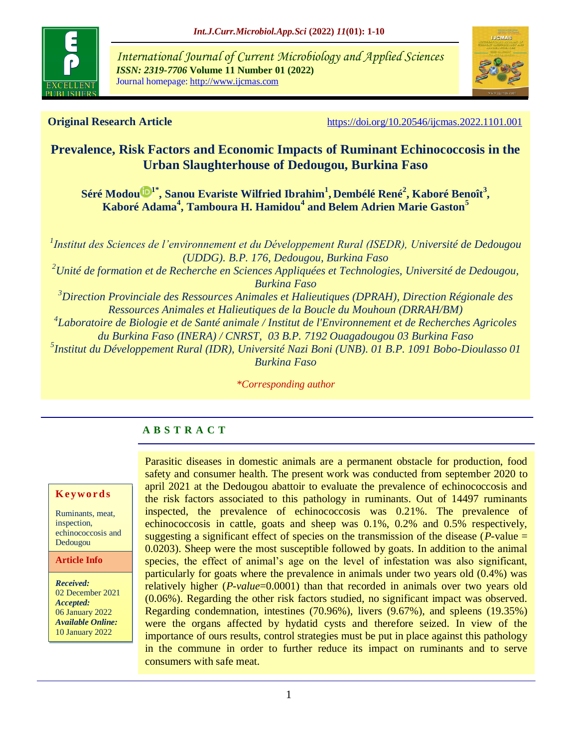**Original Research Article** https://doi.org/10.20546/ijcmas.2022.1101.001

# Prevalence, Risk Factors and Economic Impacts of Ruminant Echinococcosis in the Urban Slaughterhouse of Dedougou, Burkina Faso

**Séré Modou[1*], Sanou Evariste Wilfried Ibrahim[1], Dembélé René[2], Kaboré Benoît[3], Kaboré Adama[4], Tamboura H. Hamidou[4] and Belem Adrien Marie Gaston[5]**

*[1]Institut des Sciences de l'environnement et du Développement Rural (ISEDR), Université de Dedougou (UDDG). B.P. 176, Dedougou, Burkina Faso*
*[2]Unité de formation et de Recherche en Sciences Appliquées et Technologies, Université de Dedougou, Burkina Faso*
*[3]Direction Provinciale des Ressources Animales et Halieutiques (DPRAH), Direction Régionale des Ressources Animales et Halieutiques de la Boucle du Mouhoun (DRRAH/BM)*
*[4]Laboratoire de Biologie et de Santé animale / Institut de l'Environnement et de Recherches Agricoles du Burkina Faso (INERA) / CNRST, 03 B.P. 7192 Ouagadougou 03 Burkina Faso*
*[5]Institut du Développement Rural (IDR), Université Nazi Boni (UNB). 01 B.P. 1091 Bobo-Dioulasso 01 Burkina Faso*

*\*Corresponding author*

## ABSTRACT

Parasitic diseases in domestic animals are a permanent obstacle for production, food safety and consumer health. The present work was conducted from september 2020 to april 2021 at the Dedougou abattoir to evaluate the prevalence of echinococcosis and the risk factors associated to this pathology in ruminants. Out of 14497 ruminants inspected, the prevalence of echinococcosis was 0.21%. The prevalence of echinococcosis in cattle, goats and sheep was 0.1%, 0.2% and 0.5% respectively, suggesting a significant effect of species on the transmission of the disease (*P*-value = 0.0203). Sheep were the most susceptible followed by goats. In addition to the animal species, the effect of animal's age on the level of infestation was also significant, particularly for goats where the prevalence in animals under two years old (0.4%) was relatively higher (*P-value*=0.0001) than that recorded in animals over two years old (0.06%). Regarding the other risk factors studied, no significant impact was observed. Regarding condemnation, intestines (70.96%), livers (9.67%), and spleens (19.35%) were the organs affected by hydatid cysts and therefore seized. In view of the importance of ours results, control strategies must be put in place against this pathology in the commune in order to further reduce its impact on ruminants and to serve consumers with safe meat.

**Keywords**

Ruminants, meat, inspection, echinococcosis and Dedougou

**Article Info**

***Received:*** 02 December 2021
***Accepted:*** 06 January 2022
***Available Online:*** 10 January 2022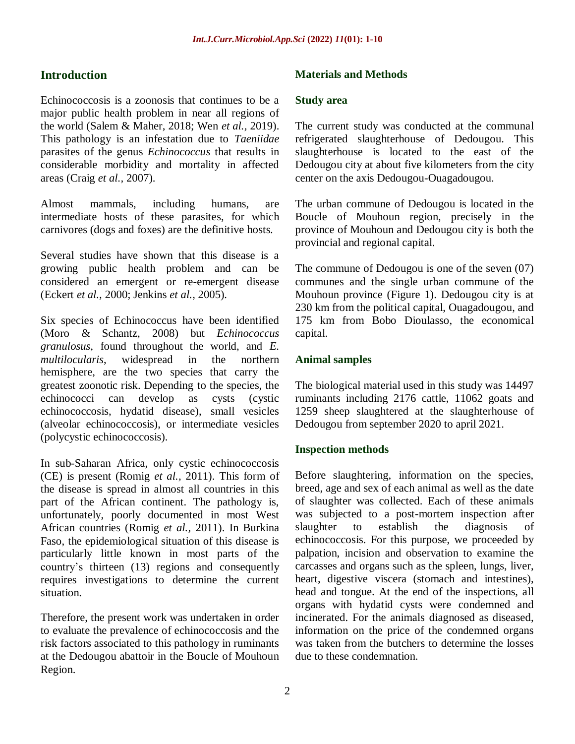## Introduction

Echinococcosis is a zoonosis that continues to be a major public health problem in near all regions of the world (Salem & Maher, 2018; Wen *et al.,* 2019). This pathology is an infestation due to *Taeniidae* parasites of the genus *Echinococcus* that results in considerable morbidity and mortality in affected areas (Craig *et al.,* 2007).

Almost mammals, including humans, are intermediate hosts of these parasites, for which carnivores (dogs and foxes) are the definitive hosts.

Several studies have shown that this disease is a growing public health problem and can be considered an emergent or re-emergent disease (Eckert *et al.,* 2000; Jenkins *et al.,* 2005).

Six species of Echinococcus have been identified (Moro & Schantz, 2008) but *Echinococcus granulosus*, found throughout the world, and *E. multilocularis*, widespread in the northern hemisphere, are the two species that carry the greatest zoonotic risk. Depending to the species, the echinococci can develop as cysts (cystic echinococcosis, hydatid disease), small vesicles (alveolar echinococcosis), or intermediate vesicles (polycystic echinococcosis).

In sub-Saharan Africa, only cystic echinococcosis (CE) is present (Romig *et al.,* 2011). This form of the disease is spread in almost all countries in this part of the African continent. The pathology is, unfortunately, poorly documented in most West African countries (Romig *et al.,* 2011). In Burkina Faso, the epidemiological situation of this disease is particularly little known in most parts of the country's thirteen (13) regions and consequently requires investigations to determine the current situation.

Therefore, the present work was undertaken in order to evaluate the prevalence of echinococcosis and the risk factors associated to this pathology in ruminants at the Dedougou abattoir in the Boucle of Mouhoun Region.

## Materials and Methods

### Study area

The current study was conducted at the communal refrigerated slaughterhouse of Dedougou. This slaughterhouse is located to the east of the Dedougou city at about five kilometers from the city center on the axis Dedougou-Ouagadougou.

The urban commune of Dedougou is located in the Boucle of Mouhoun region, precisely in the province of Mouhoun and Dedougou city is both the provincial and regional capital.

The commune of Dedougou is one of the seven (07) communes and the single urban commune of the Mouhoun province (Figure 1). Dedougou city is at 230 km from the political capital, Ouagadougou, and 175 km from Bobo Dioulasso, the economical capital.

### Animal samples

The biological material used in this study was 14497 ruminants including 2176 cattle, 11062 goats and 1259 sheep slaughtered at the slaughterhouse of Dedougou from september 2020 to april 2021.

### Inspection methods

Before slaughtering, information on the species, breed, age and sex of each animal as well as the date of slaughter was collected. Each of these animals was subjected to a post-mortem inspection after slaughter to establish the diagnosis of echinococcosis. For this purpose, we proceeded by palpation, incision and observation to examine the carcasses and organs such as the spleen, lungs, liver, heart, digestive viscera (stomach and intestines), head and tongue. At the end of the inspections, all organs with hydatid cysts were condemned and incinerated. For the animals diagnosed as diseased, information on the price of the condemned organs was taken from the butchers to determine the losses due to these condemnation.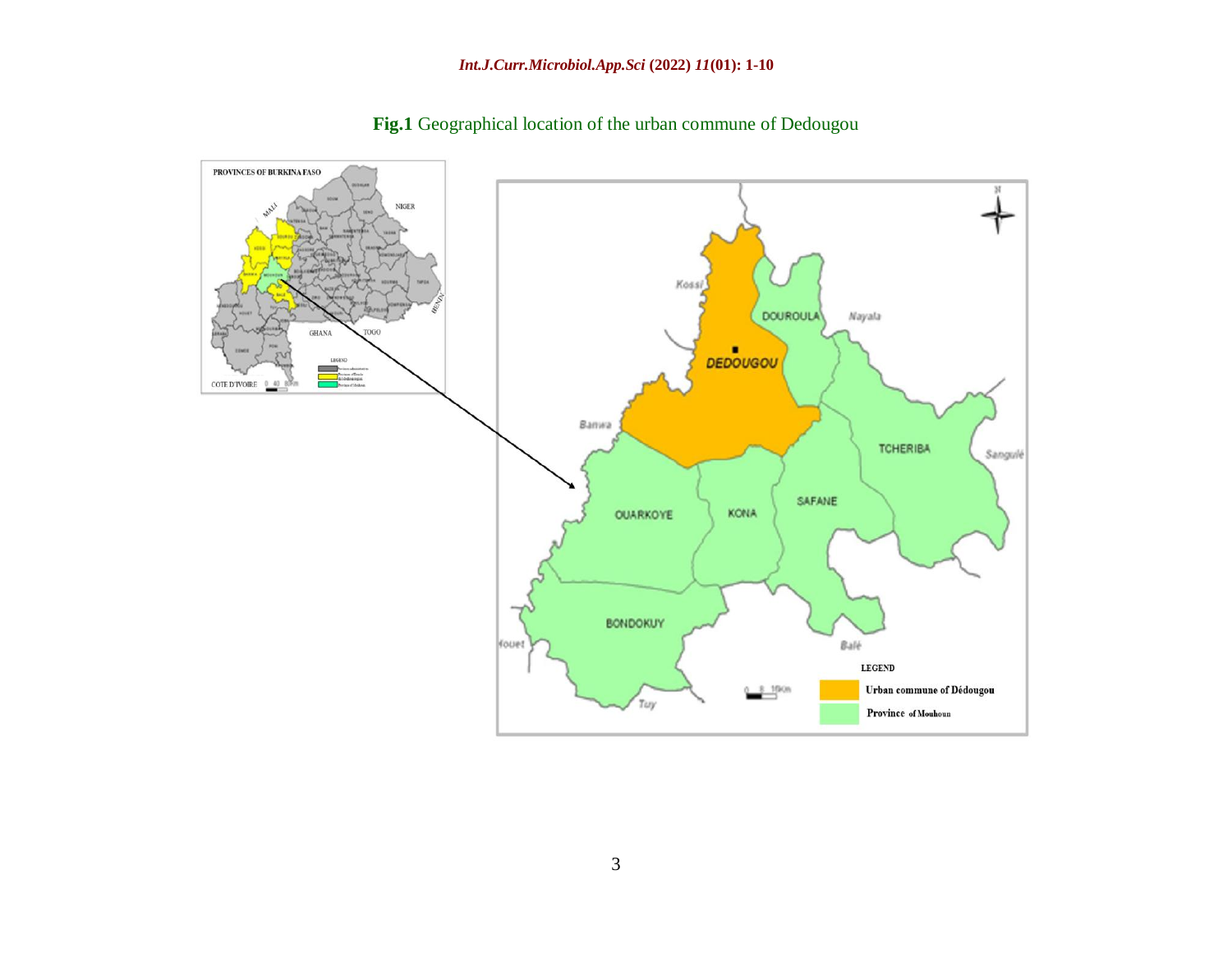**Fig.1** Geographical location of the urban commune of Dedougou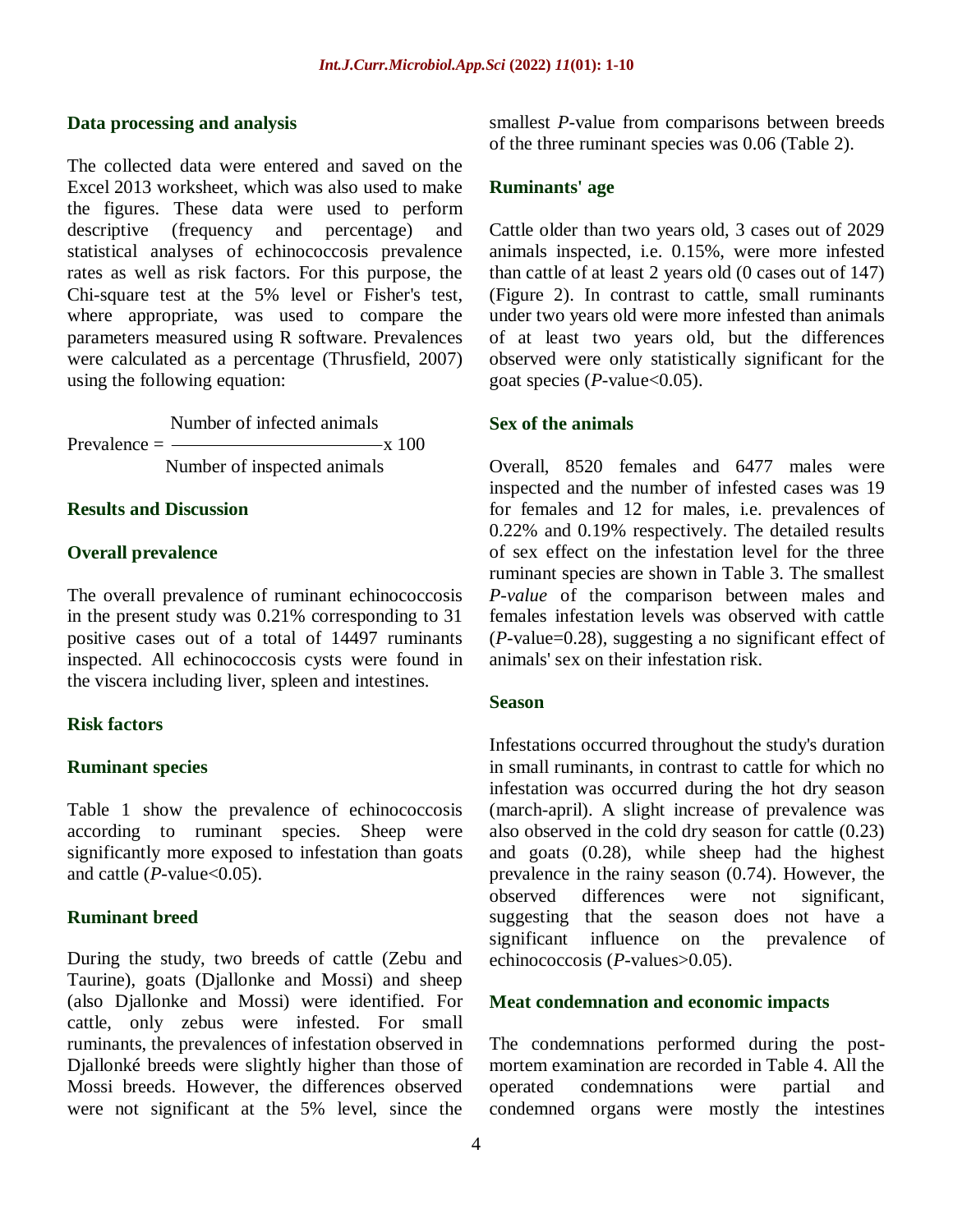### Data processing and analysis

The collected data were entered and saved on the Excel 2013 worksheet, which was also used to make the figures. These data were used to perform descriptive (frequency and percentage) and statistical analyses of echinococcosis prevalence rates as well as risk factors. For this purpose, the Chi-square test at the 5% level or Fisher's test, where appropriate, was used to compare the parameters measured using R software. Prevalences were calculated as a percentage (Thrusfield, 2007) using the following equation:

$$\text{Prevalence} = \frac{\text{Number of infected animals}}{\text{Number of inspected animals}} \times 100$$

## Results and Discussion

### Overall prevalence

The overall prevalence of ruminant echinococcosis in the present study was 0.21% corresponding to 31 positive cases out of a total of 14497 ruminants inspected. All echinococcosis cysts were found in the viscera including liver, spleen and intestines.

### Risk factors

### Ruminant species

Table 1 show the prevalence of echinococcosis according to ruminant species. Sheep were significantly more exposed to infestation than goats and cattle (*P*-value<0.05).

### Ruminant breed

During the study, two breeds of cattle (Zebu and Taurine), goats (Djallonke and Mossi) and sheep (also Djallonke and Mossi) were identified. For cattle, only zebus were infested. For small ruminants, the prevalences of infestation observed in Djallonké breeds were slightly higher than those of Mossi breeds. However, the differences observed were not significant at the 5% level, since the smallest *P*-value from comparisons between breeds of the three ruminant species was 0.06 (Table 2).

### Ruminants' age

Cattle older than two years old, 3 cases out of 2029 animals inspected, i.e. 0.15%, were more infested than cattle of at least 2 years old (0 cases out of 147) (Figure 2). In contrast to cattle, small ruminants under two years old were more infested than animals of at least two years old, but the differences observed were only statistically significant for the goat species (*P*-value<0.05).

### Sex of the animals

Overall, 8520 females and 6477 males were inspected and the number of infested cases was 19 for females and 12 for males, i.e. prevalences of 0.22% and 0.19% respectively. The detailed results of sex effect on the infestation level for the three ruminant species are shown in Table 3. The smallest *P-value* of the comparison between males and females infestation levels was observed with cattle (*P*-value=0.28), suggesting a no significant effect of animals' sex on their infestation risk.

### Season

Infestations occurred throughout the study's duration in small ruminants, in contrast to cattle for which no infestation was occurred during the hot dry season (march-april). A slight increase of prevalence was also observed in the cold dry season for cattle (0.23) and goats (0.28), while sheep had the highest prevalence in the rainy season (0.74). However, the observed differences were not significant, suggesting that the season does not have a significant influence on the prevalence of echinococcosis (*P*-values>0.05).

### Meat condemnation and economic impacts

The condemnations performed during the post-mortem examination are recorded in Table 4. All the operated condemnations were partial and condemned organs were mostly the intestines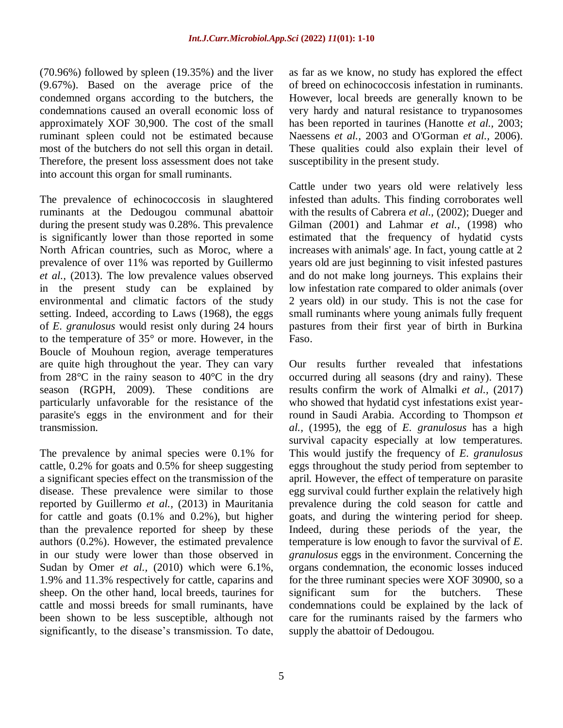(70.96%) followed by spleen (19.35%) and the liver (9.67%). Based on the average price of the condemned organs according to the butchers, the condemnations caused an overall economic loss of approximately XOF 30,900. The cost of the small ruminant spleen could not be estimated because most of the butchers do not sell this organ in detail. Therefore, the present loss assessment does not take into account this organ for small ruminants.

The prevalence of echinococcosis in slaughtered ruminants at the Dedougou communal abattoir during the present study was 0.28%. This prevalence is significantly lower than those reported in some North African countries, such as Moroc, where a prevalence of over 11% was reported by Guillermo *et al.,* (2013). The low prevalence values observed in the present study can be explained by environmental and climatic factors of the study setting. Indeed, according to Laws (1968), the eggs of *E. granulosus* would resist only during 24 hours to the temperature of 35° or more. However, in the Boucle of Mouhoun region, average temperatures are quite high throughout the year. They can vary from 28°C in the rainy season to 40°C in the dry season (RGPH, 2009). These conditions are particularly unfavorable for the resistance of the parasite's eggs in the environment and for their transmission.

The prevalence by animal species were 0.1% for cattle, 0.2% for goats and 0.5% for sheep suggesting a significant species effect on the transmission of the disease. These prevalence were similar to those reported by Guillermo *et al.,* (2013) in Mauritania for cattle and goats (0.1% and 0.2%), but higher than the prevalence reported for sheep by these authors (0.2%). However, the estimated prevalence in our study were lower than those observed in Sudan by Omer *et al.,* (2010) which were 6.1%, 1.9% and 11.3% respectively for cattle, caparins and sheep. On the other hand, local breeds, taurines for cattle and mossi breeds for small ruminants, have been shown to be less susceptible, although not significantly, to the disease's transmission. To date, as far as we know, no study has explored the effect of breed on echinococcosis infestation in ruminants. However, local breeds are generally known to be very hardy and natural resistance to trypanosomes has been reported in taurines (Hanotte *et al.,* 2003; Naessens *et al.,* 2003 and O'Gorman *et al.,* 2006). These qualities could also explain their level of susceptibility in the present study.

Cattle under two years old were relatively less infested than adults. This finding corroborates well with the results of Cabrera *et al.,* (2002); Dueger and Gilman (2001) and Lahmar *et al.,* (1998) who estimated that the frequency of hydatid cysts increases with animals' age. In fact, young cattle at 2 years old are just beginning to visit infested pastures and do not make long journeys. This explains their low infestation rate compared to older animals (over 2 years old) in our study. This is not the case for small ruminants where young animals fully frequent pastures from their first year of birth in Burkina Faso.

Our results further revealed that infestations occurred during all seasons (dry and rainy). These results confirm the work of Almalki *et al.,* (2017) who showed that hydatid cyst infestations exist year-round in Saudi Arabia. According to Thompson *et al.,* (1995), the egg of *E. granulosus* has a high survival capacity especially at low temperatures. This would justify the frequency of *E. granulosus* eggs throughout the study period from september to april. However, the effect of temperature on parasite egg survival could further explain the relatively high prevalence during the cold season for cattle and goats, and during the wintering period for sheep. Indeed, during these periods of the year, the temperature is low enough to favor the survival of *E. granulosus* eggs in the environment. Concerning the organs condemnation, the economic losses induced for the three ruminant species were XOF 30900, so a significant sum for the butchers. These condemnations could be explained by the lack of care for the ruminants raised by the farmers who supply the abattoir of Dedougou.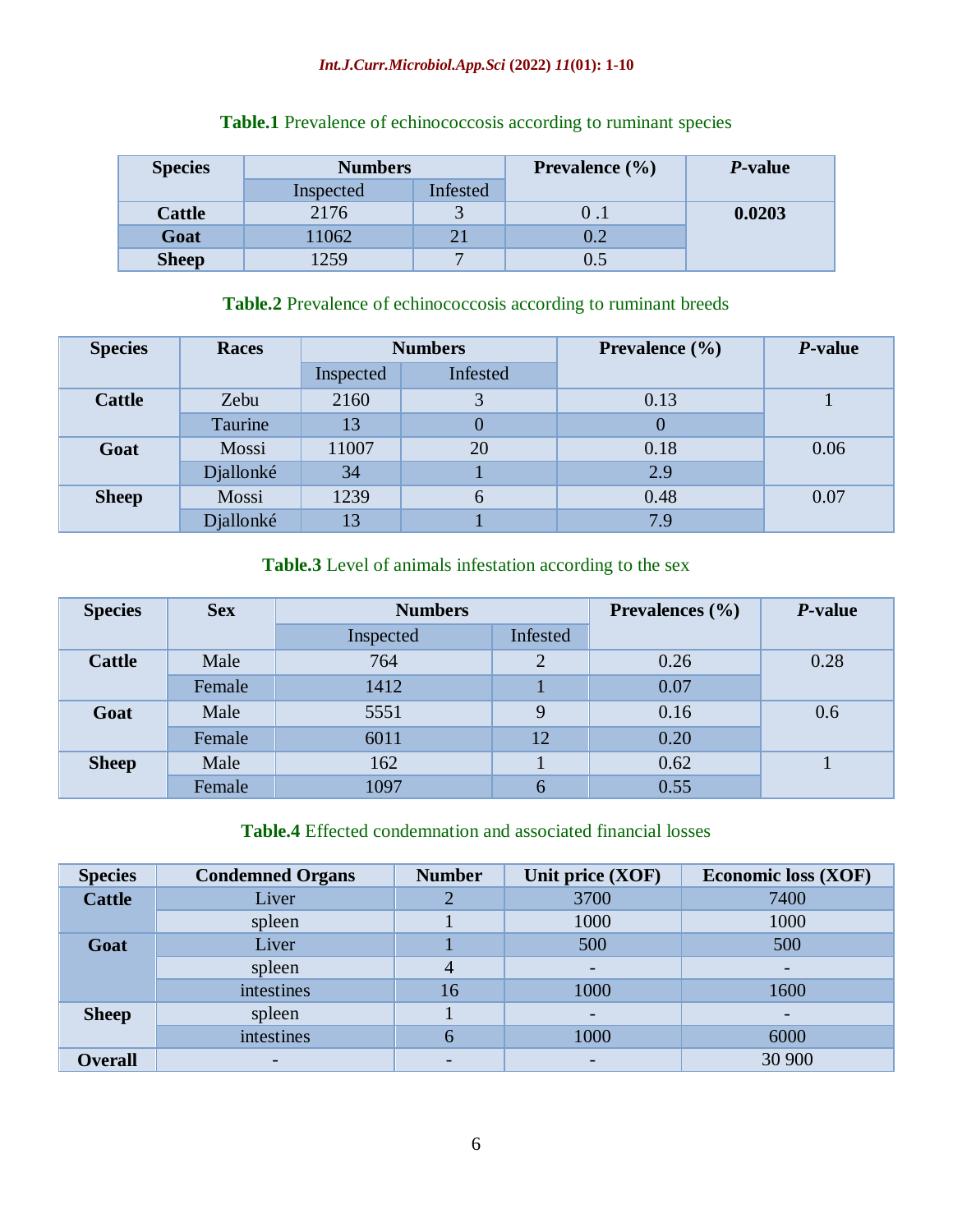**Table.1** Prevalence of echinococcosis according to ruminant species

| Species | Numbers | | Prevalence (%) | *P*-value |
|---|---|---|---|---|
| | Inspected | Infested | | |
| **Cattle** | 2176 | 3 | 0 .1 | **0.0203** |
| **Goat** | 11062 | 21 | 0.2 | |
| **Sheep** | 1259 | 7 | 0.5 | |

**Table.2** Prevalence of echinococcosis according to ruminant breeds

| Species | Races | Numbers | | Prevalence (%) | *P*-value |
|---|---|---|---|---|---|
| | | Inspected | Infested | | |
| **Cattle** | Zebu | 2160 | 3 | 0.13 | 1 |
| | Taurine | 13 | 0 | 0 | |
| **Goat** | Mossi | 11007 | 20 | 0.18 | 0.06 |
| | Djallonké | 34 | 1 | 2.9 | |
| **Sheep** | Mossi | 1239 | 6 | 0.48 | 0.07 |
| | Djallonké | 13 | 1 | 7.9 | |

**Table.3** Level of animals infestation according to the sex

| Species | Sex | Numbers | | Prevalences (%) | *P*-value |
|---|---|---|---|---|---|
| | | Inspected | Infested | | |
| **Cattle** | Male | 764 | 2 | 0.26 | 0.28 |
| | Female | 1412 | 1 | 0.07 | |
| **Goat** | Male | 5551 | 9 | 0.16 | 0.6 |
| | Female | 6011 | 12 | 0.20 | |
| **Sheep** | Male | 162 | 1 | 0.62 | 1 |
| | Female | 1097 | 6 | 0.55 | |

**Table.4** Effected condemnation and associated financial losses

| Species | Condemned Organs | Number | Unit price (XOF) | Economic loss (XOF) |
|---|---|---|---|---|
| **Cattle** | Liver | 2 | 3700 | 7400 |
| | spleen | 1 | 1000 | 1000 |
| **Goat** | Liver | 1 | 500 | 500 |
| | spleen | 4 | - | - |
| | intestines | 16 | 1000 | 1600 |
| **Sheep** | spleen | 1 | - | - |
| | intestines | 6 | 1000 | 6000 |
| **Overall** | - | - | - | 30 900 |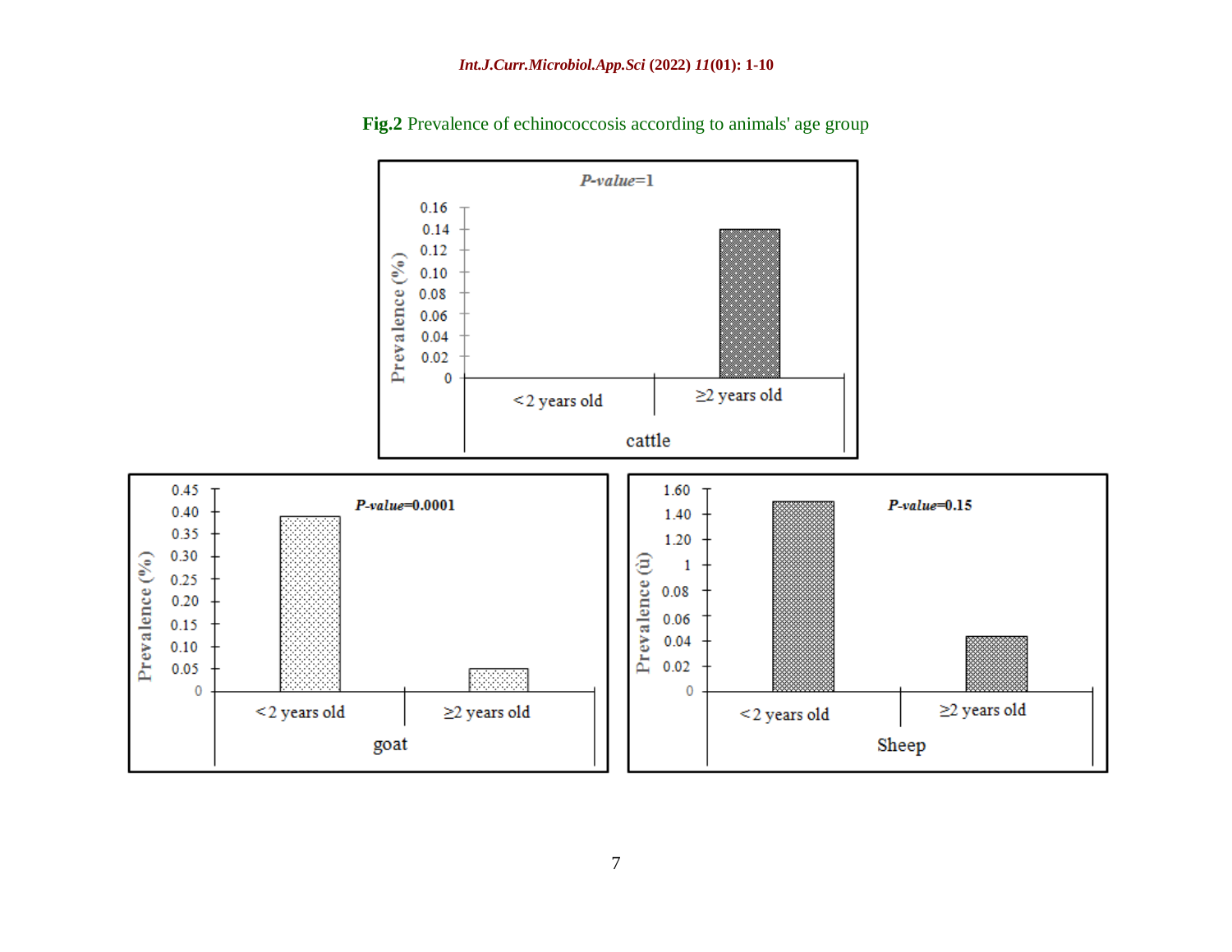**Fig.2** Prevalence of echinococcosis according to animals' age group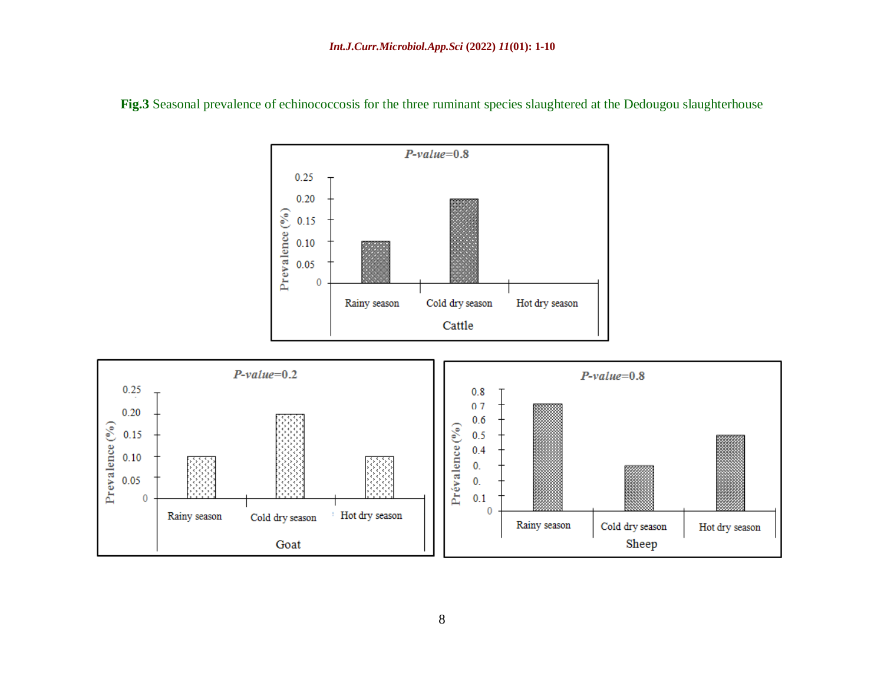**Fig.3** Seasonal prevalence of echinococcosis for the three ruminant species slaughtered at the Dedougou slaughterhouse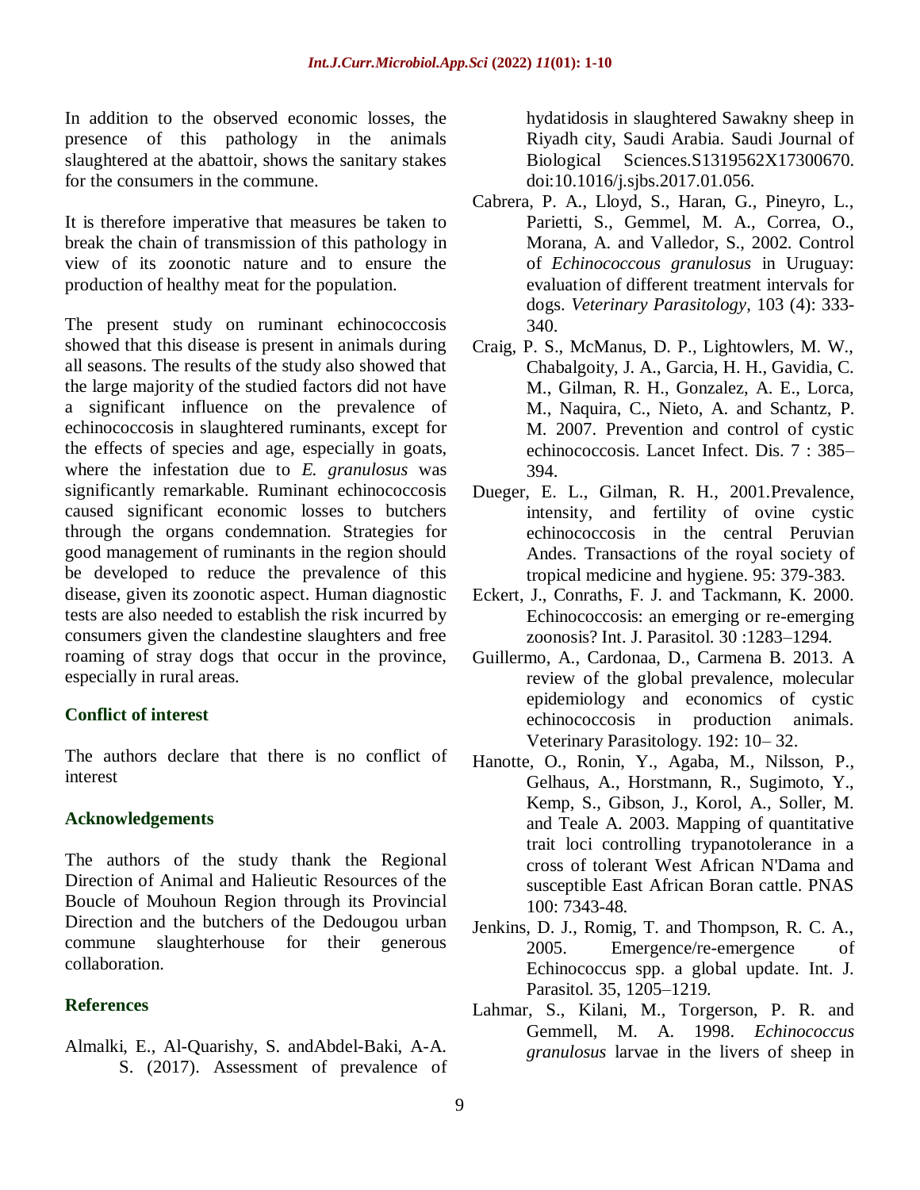In addition to the observed economic losses, the presence of this pathology in the animals slaughtered at the abattoir, shows the sanitary stakes for the consumers in the commune.

It is therefore imperative that measures be taken to break the chain of transmission of this pathology in view of its zoonotic nature and to ensure the production of healthy meat for the population.

The present study on ruminant echinococcosis showed that this disease is present in animals during all seasons. The results of the study also showed that the large majority of the studied factors did not have a significant influence on the prevalence of echinococcosis in slaughtered ruminants, except for the effects of species and age, especially in goats, where the infestation due to *E. granulosus* was significantly remarkable. Ruminant echinococcosis caused significant economic losses to butchers through the organs condemnation. Strategies for good management of ruminants in the region should be developed to reduce the prevalence of this disease, given its zoonotic aspect. Human diagnostic tests are also needed to establish the risk incurred by consumers given the clandestine slaughters and free roaming of stray dogs that occur in the province, especially in rural areas.

## Conflict of interest

The authors declare that there is no conflict of interest

## Acknowledgements

The authors of the study thank the Regional Direction of Animal and Halieutic Resources of the Boucle of Mouhoun Region through its Provincial Direction and the butchers of the Dedougou urban commune slaughterhouse for their generous collaboration.

## References

Almalki, E., Al-Quarishy, S. andAbdel-Baki, A-A. S. (2017). Assessment of prevalence of hydatidosis in slaughtered Sawakny sheep in Riyadh city, Saudi Arabia. Saudi Journal of Biological Sciences.S1319562X17300670. doi:10.1016/j.sjbs.2017.01.056.

Cabrera, P. A., Lloyd, S., Haran, G., Pineyro, L., Parietti, S., Gemmel, M. A., Correa, O., Morana, A. and Valledor, S., 2002. Control of *Echinococcous granulosus* in Uruguay: evaluation of different treatment intervals for dogs. *Veterinary Parasitology*, 103 (4): 333-340.

Craig, P. S., McManus, D. P., Lightowlers, M. W., Chabalgoity, J. A., Garcia, H. H., Gavidia, C. M., Gilman, R. H., Gonzalez, A. E., Lorca, M., Naquira, C., Nieto, A. and Schantz, P. M. 2007. Prevention and control of cystic echinococcosis. Lancet Infect. Dis. 7 : 385–394.

Dueger, E. L., Gilman, R. H., 2001.Prevalence, intensity, and fertility of ovine cystic echinococcosis in the central Peruvian Andes. Transactions of the royal society of tropical medicine and hygiene. 95: 379-383.

Eckert, J., Conraths, F. J. and Tackmann, K. 2000. Echinococcosis: an emerging or re-emerging zoonosis? Int. J. Parasitol. 30 :1283–1294.

Guillermo, A., Cardonaa, D., Carmena B. 2013. A review of the global prevalence, molecular epidemiology and economics of cystic echinococcosis in production animals. Veterinary Parasitology. 192: 10– 32.

Hanotte, O., Ronin, Y., Agaba, M., Nilsson, P., Gelhaus, A., Horstmann, R., Sugimoto, Y., Kemp, S., Gibson, J., Korol, A., Soller, M. and Teale A. 2003. Mapping of quantitative trait loci controlling trypanotolerance in a cross of tolerant West African N'Dama and susceptible East African Boran cattle. PNAS 100: 7343-48.

Jenkins, D. J., Romig, T. and Thompson, R. C. A., 2005. Emergence/re-emergence of Echinococcus spp. a global update. Int. J. Parasitol. 35, 1205–1219.

Lahmar, S., Kilani, M., Torgerson, P. R. and Gemmell, M. A. 1998. *Echinococcus granulosus* larvae in the livers of sheep in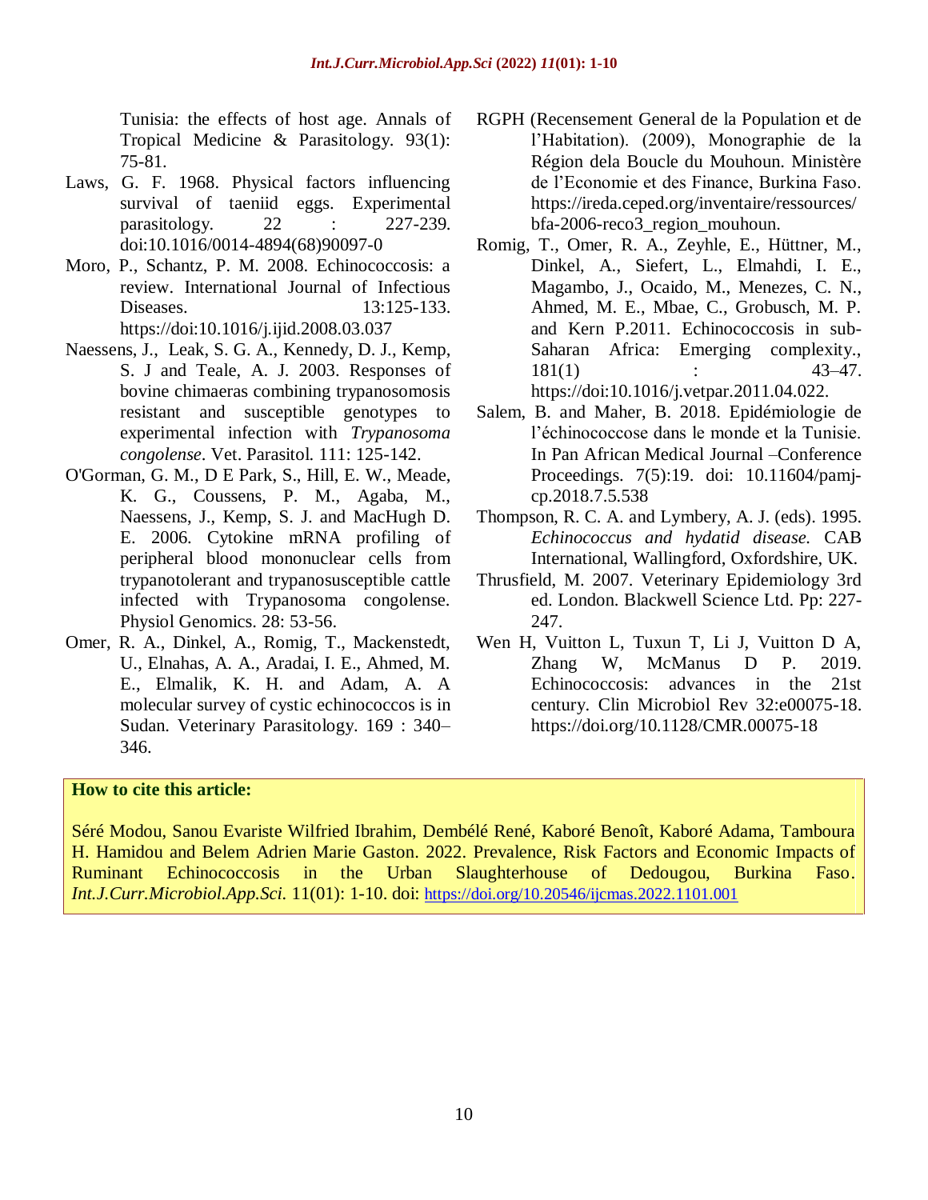Tunisia: the effects of host age. Annals of Tropical Medicine & Parasitology. 93(1): 75-81.

Laws, G. F. 1968. Physical factors influencing survival of taeniid eggs. Experimental parasitology. 22 : 227-239. doi:10.1016/0014-4894(68)90097-0

Moro, P., Schantz, P. M. 2008. Echinococcosis: a review. International Journal of Infectious Diseases. 13:125-133. https://doi:10.1016/j.ijid.2008.03.037

Naessens, J., Leak, S. G. A., Kennedy, D. J., Kemp, S. J and Teale, A. J. 2003. Responses of bovine chimaeras combining trypanosomosis resistant and susceptible genotypes to experimental infection with *Trypanosoma congolense*. Vet. Parasitol. 111: 125-142.

O'Gorman, G. M., D E Park, S., Hill, E. W., Meade, K. G., Coussens, P. M., Agaba, M., Naessens, J., Kemp, S. J. and MacHugh D. E. 2006. Cytokine mRNA profiling of peripheral blood mononuclear cells from trypanotolerant and trypanosusceptible cattle infected with Trypanosoma congolense. Physiol Genomics. 28: 53-56.

Omer, R. A., Dinkel, A., Romig, T., Mackenstedt, U., Elnahas, A. A., Aradai, I. E., Ahmed, M. E., Elmalik, K. H. and Adam, A. A molecular survey of cystic echinococcos is in Sudan. Veterinary Parasitology. 169 : 340–346.

RGPH (Recensement General de la Population et de l'Habitation). (2009), Monographie de la Région dela Boucle du Mouhoun. Ministère de l'Economie et des Finance, Burkina Faso. https://ireda.ceped.org/inventaire/ressources/bfa-2006-reco3_region_mouhoun.

Romig, T., Omer, R. A., Zeyhle, E., Hüttner, M., Dinkel, A., Siefert, L., Elmahdi, I. E., Magambo, J., Ocaido, M., Menezes, C. N., Ahmed, M. E., Mbae, C., Grobusch, M. P. and Kern P.2011. Echinococcosis in sub-Saharan Africa: Emerging complexity., 181(1) : 43–47. https://doi:10.1016/j.vetpar.2011.04.022.

Salem, B. and Maher, B. 2018. Epidémiologie de l'échinococcose dans le monde et la Tunisie. In Pan African Medical Journal –Conference Proceedings. 7(5):19. doi: 10.11604/pamj-cp.2018.7.5.538

Thompson, R. C. A. and Lymbery, A. J. (eds). 1995. *Echinococcus and hydatid disease*. CAB International, Wallingford, Oxfordshire, UK.

Thrusfield, M. 2007. Veterinary Epidemiology 3rd ed. London. Blackwell Science Ltd. Pp: 227-247.

Wen H, Vuitton L, Tuxun T, Li J, Vuitton D A, Zhang W, McManus D P. 2019. Echinococcosis: advances in the 21st century. Clin Microbiol Rev 32:e00075-18. https://doi.org/10.1128/CMR.00075-18

**How to cite this article:**

Séré Modou, Sanou Evariste Wilfried Ibrahim, Dembélé René, Kaboré Benoît, Kaboré Adama, Tamboura H. Hamidou and Belem Adrien Marie Gaston. 2022. Prevalence, Risk Factors and Economic Impacts of Ruminant Echinococcosis in the Urban Slaughterhouse of Dedougou, Burkina Faso. *Int.J.Curr.Microbiol.App.Sci.* 11(01): 1-10. doi: https://doi.org/10.20546/ijcmas.2022.1101.001